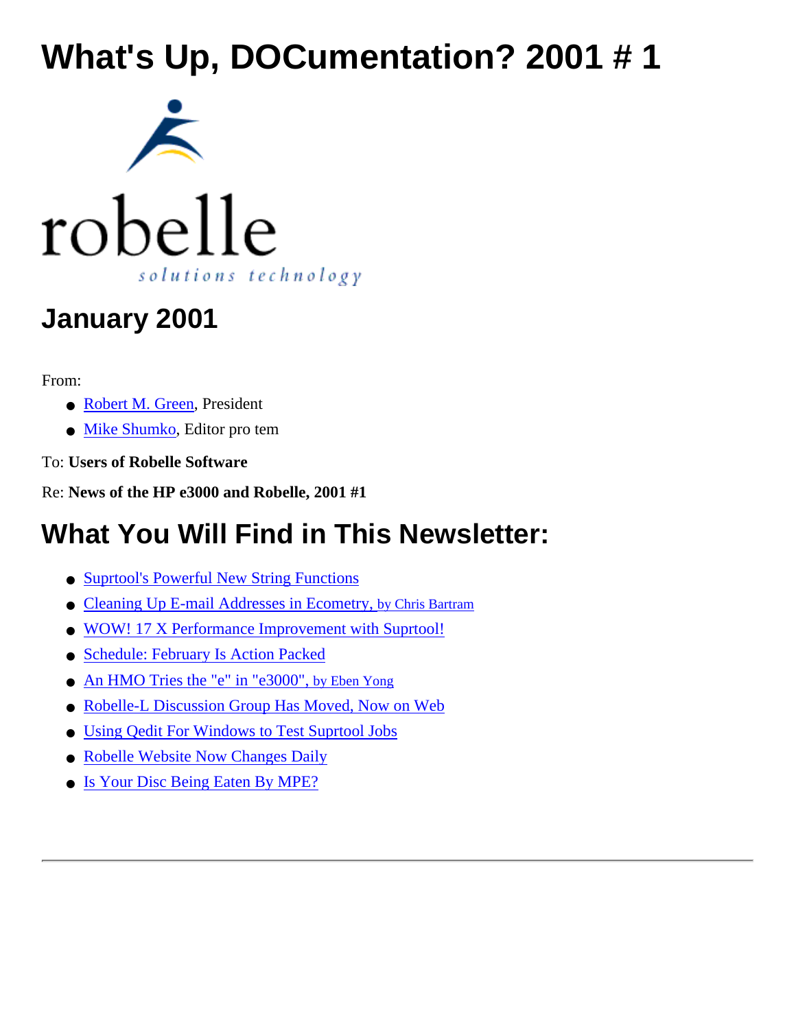# What's Up, DOCumentation? 2001 # 1

robelle

solutions technology

## January 2001

From:

- Robert M. Green, President
- Mike Shumko, Editor pro tem

To: **Users of Robelle Software**

Re: **News of the HP e3000 and Robelle, 2001 #1**

# What You Will Find in This Newsletter:

- Suprtool's Powerful New String Functions
- Cleaning Up E-mail Addresses in Ecometry, by Chris Bartram
- WOW! 17 X Performance Improvement with Suprtool!
- Schedule: February Is Action Packed
- An HMO Tries the "e" in "e3000", by Eben Yong
- Robelle-L Discussion Group Has Moved, Now on Web
- Using Qedit For Windows to Test Suprtool Jobs
- Robelle Website Now Changes Daily
- Is Your Disc Being Eaten By MPE?

---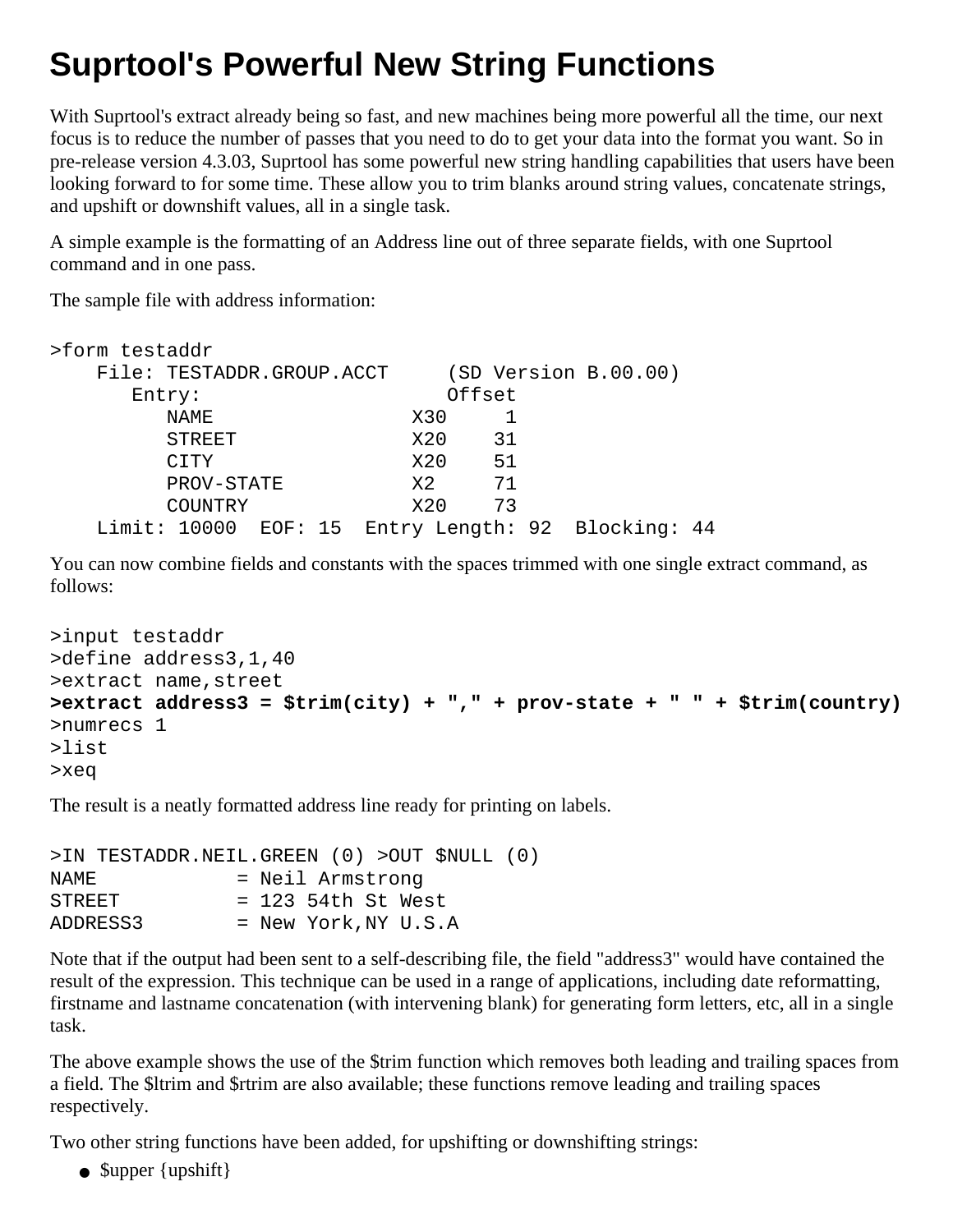# Suprtool's Powerful New String Functions

With Suprtool's extract already being so fast, and new machines being more powerful all the time, our next focus is to reduce the number of passes that you need to do to get your data into the format you want. So in pre-release version 4.3.03, Suprtool has some powerful new string handling capabilities that users have been looking forward to for some time. These allow you to trim blanks around string values, concatenate strings, and upshift or downshift values, all in a single task.

A simple example is the formatting of an Address line out of three separate fields, with one Suprtool command and in one pass.

The sample file with address information:

```
>form testaddr
    File: TESTADDR.GROUP.ACCT     (SD Version B.00.00)
       Entry:                     Offset
          NAME               X30     1
          STREET             X20    31
          CITY               X20    51
          PROV-STATE         X2     71
          COUNTRY            X20    73
    Limit: 10000  EOF: 15  Entry Length: 92  Blocking: 44
```

You can now combine fields and constants with the spaces trimmed with one single extract command, as follows:

```
>input testaddr
>define address3,1,40
>extract name,street
>extract address3 = $trim(city) + "," + prov-state + " " + $trim(country)
>numrecs 1
>list
>xeq
```

The result is a neatly formatted address line ready for printing on labels.

```
>IN TESTADDR.NEIL.GREEN (0) >OUT $NULL (0)
NAME            = Neil Armstrong
STREET          = 123 54th St West
ADDRESS3        = New York,NY U.S.A
```

Note that if the output had been sent to a self-describing file, the field "address3" would have contained the result of the expression. This technique can be used in a range of applications, including date reformatting, firstname and lastname concatenation (with intervening blank) for generating form letters, etc, all in a single task.

The above example shows the use of the $trim function which removes both leading and trailing spaces from a field. The $ltrim and $rtrim are also available; these functions remove leading and trailing spaces respectively.

Two other string functions have been added, for upshifting or downshifting strings:

- $upper {upshift}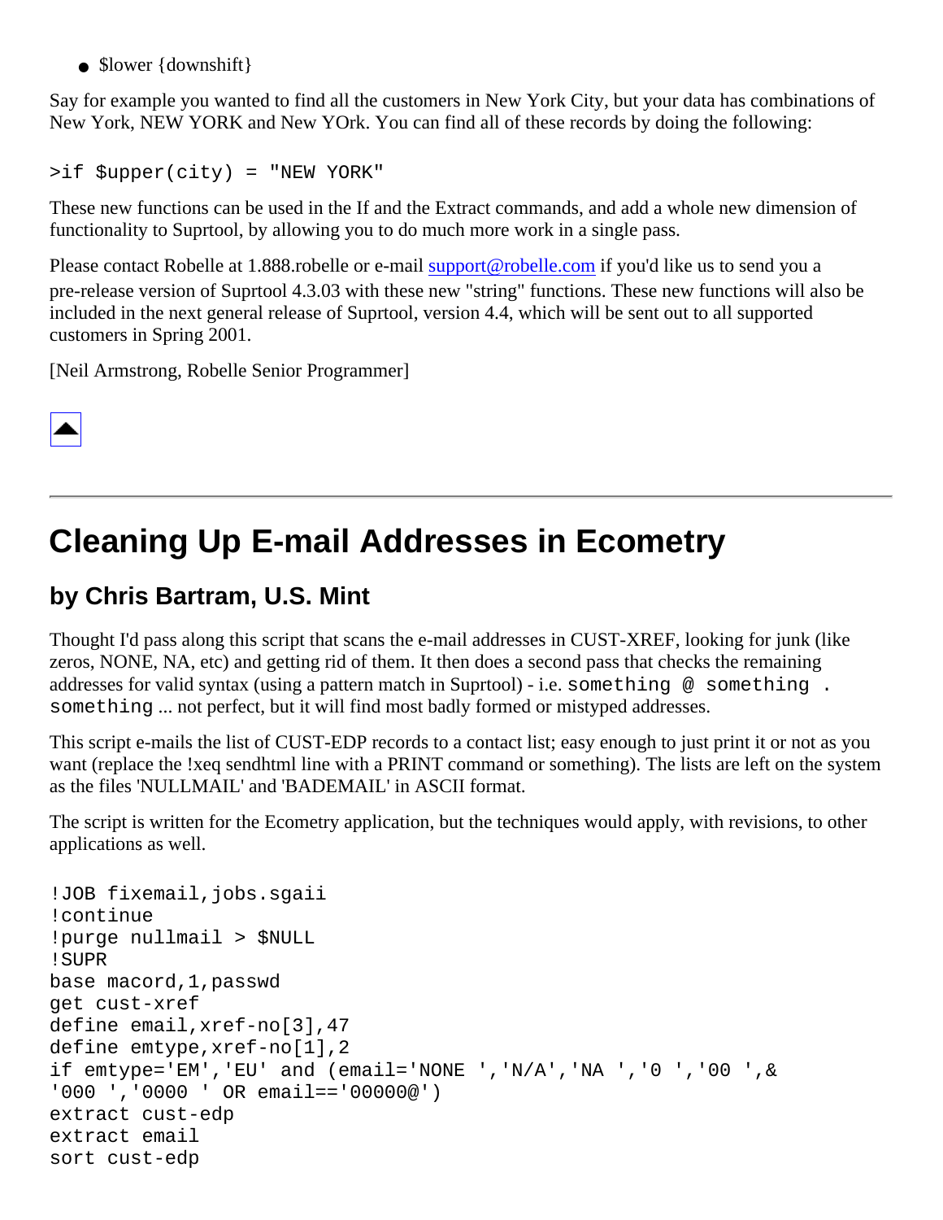- $lower {downshift}

Say for example you wanted to find all the customers in New York City, but your data has combinations of New York, NEW YORK and New YOrk. You can find all of these records by doing the following:

```
>if $upper(city) = "NEW YORK"
```

These new functions can be used in the If and the Extract commands, and add a whole new dimension of functionality to Suprtool, by allowing you to do much more work in a single pass.

Please contact Robelle at 1.888.robelle or e-mail support@robelle.com if you'd like us to send you a pre-release version of Suprtool 4.3.03 with these new "string" functions. These new functions will also be included in the next general release of Suprtool, version 4.4, which will be sent out to all supported customers in Spring 2001.

[Neil Armstrong, Robelle Senior Programmer]

---

# Cleaning Up E-mail Addresses in Ecometry

## by Chris Bartram, U.S. Mint

Thought I'd pass along this script that scans the e-mail addresses in CUST-XREF, looking for junk (like zeros, NONE, NA, etc) and getting rid of them. It then does a second pass that checks the remaining addresses for valid syntax (using a pattern match in Suprtool) - i.e. `something @ something . something` ... not perfect, but it will find most badly formed or mistyped addresses.

This script e-mails the list of CUST-EDP records to a contact list; easy enough to just print it or not as you want (replace the !xeq sendhtml line with a PRINT command or something). The lists are left on the system as the files 'NULLMAIL' and 'BADEMAIL' in ASCII format.

The script is written for the Ecometry application, but the techniques would apply, with revisions, to other applications as well.

```
!JOB fixemail,jobs.sgaii
!continue
!purge nullmail > $NULL
!SUPR
base macord,1,passwd
get cust-xref
define email,xref-no[3],47
define emtype,xref-no[1],2
if emtype='EM','EU' and (email='NONE ','N/A','NA ','0 ','00 ',&
'000 ','0000 ' OR email=='00000@')
extract cust-edp
extract email
sort cust-edp
```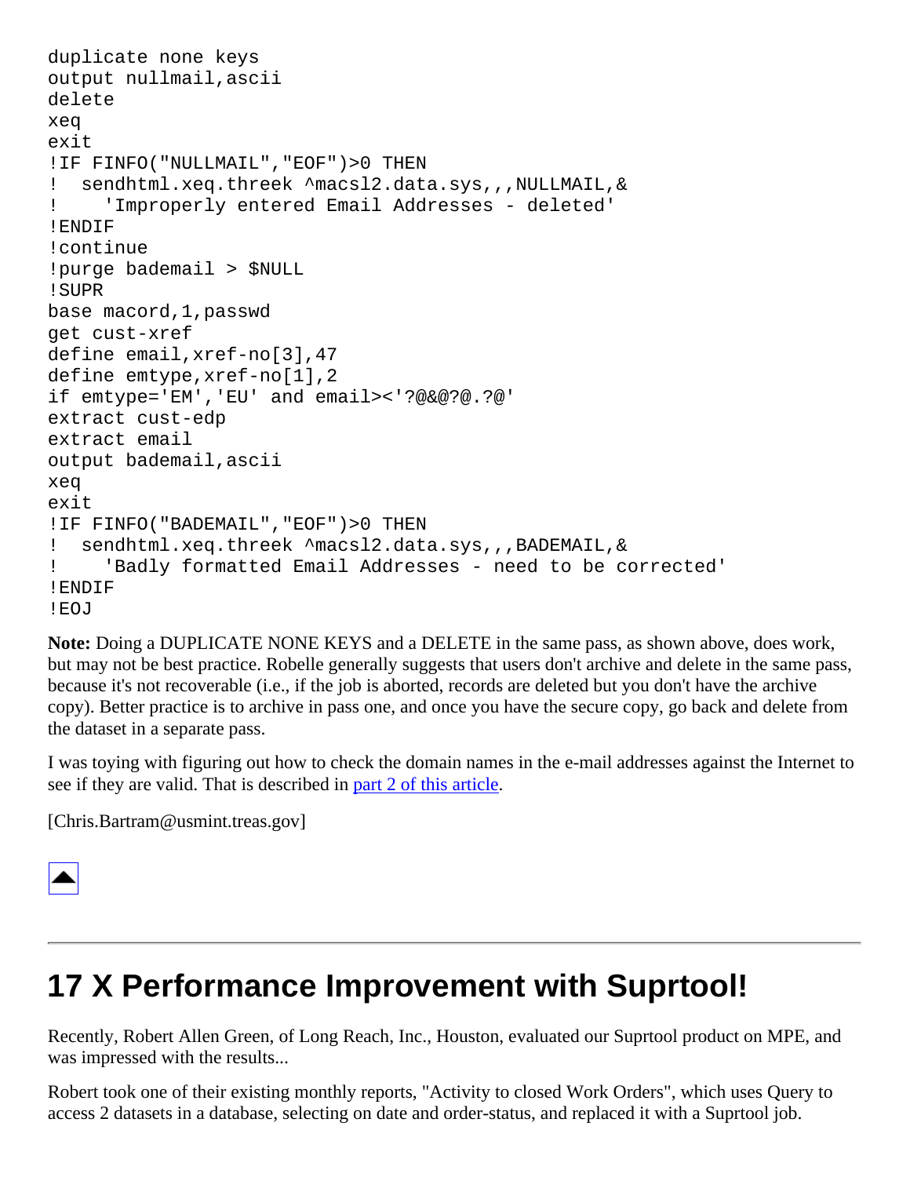```
duplicate none keys
output nullmail,ascii
delete
xeq
exit
!IF FINFO("NULLMAIL","EOF")>0 THEN
!  sendhtml.xeq.threek ^macsl2.data.sys,,,NULLMAIL,&
!    'Improperly entered Email Addresses - deleted'
!ENDIF
!continue
!purge bademail > $NULL
!SUPR
base macord,1,passwd
get cust-xref
define email,xref-no[3],47
define emtype,xref-no[1],2
if emtype='EM','EU' and email><'?@&@?@.?@'
extract cust-edp
extract email
output bademail,ascii
xeq
exit
!IF FINFO("BADEMAIL","EOF")>0 THEN
!  sendhtml.xeq.threek ^macsl2.data.sys,,,BADEMAIL,&
!    'Badly formatted Email Addresses - need to be corrected'
!ENDIF
!EOJ
```

**Note:** Doing a DUPLICATE NONE KEYS and a DELETE in the same pass, as shown above, does work, but may not be best practice. Robelle generally suggests that users don't archive and delete in the same pass, because it's not recoverable (i.e., if the job is aborted, records are deleted but you don't have the archive copy). Better practice is to archive in pass one, and once you have the secure copy, go back and delete from the dataset in a separate pass.

I was toying with figuring out how to check the domain names in the e-mail addresses against the Internet to see if they are valid. That is described in part 2 of this article.

[Chris.Bartram@usmint.treas.gov]

## 17 X Performance Improvement with Suprtool!

Recently, Robert Allen Green, of Long Reach, Inc., Houston, evaluated our Suprtool product on MPE, and was impressed with the results...

Robert took one of their existing monthly reports, "Activity to closed Work Orders", which uses Query to access 2 datasets in a database, selecting on date and order-status, and replaced it with a Suprtool job.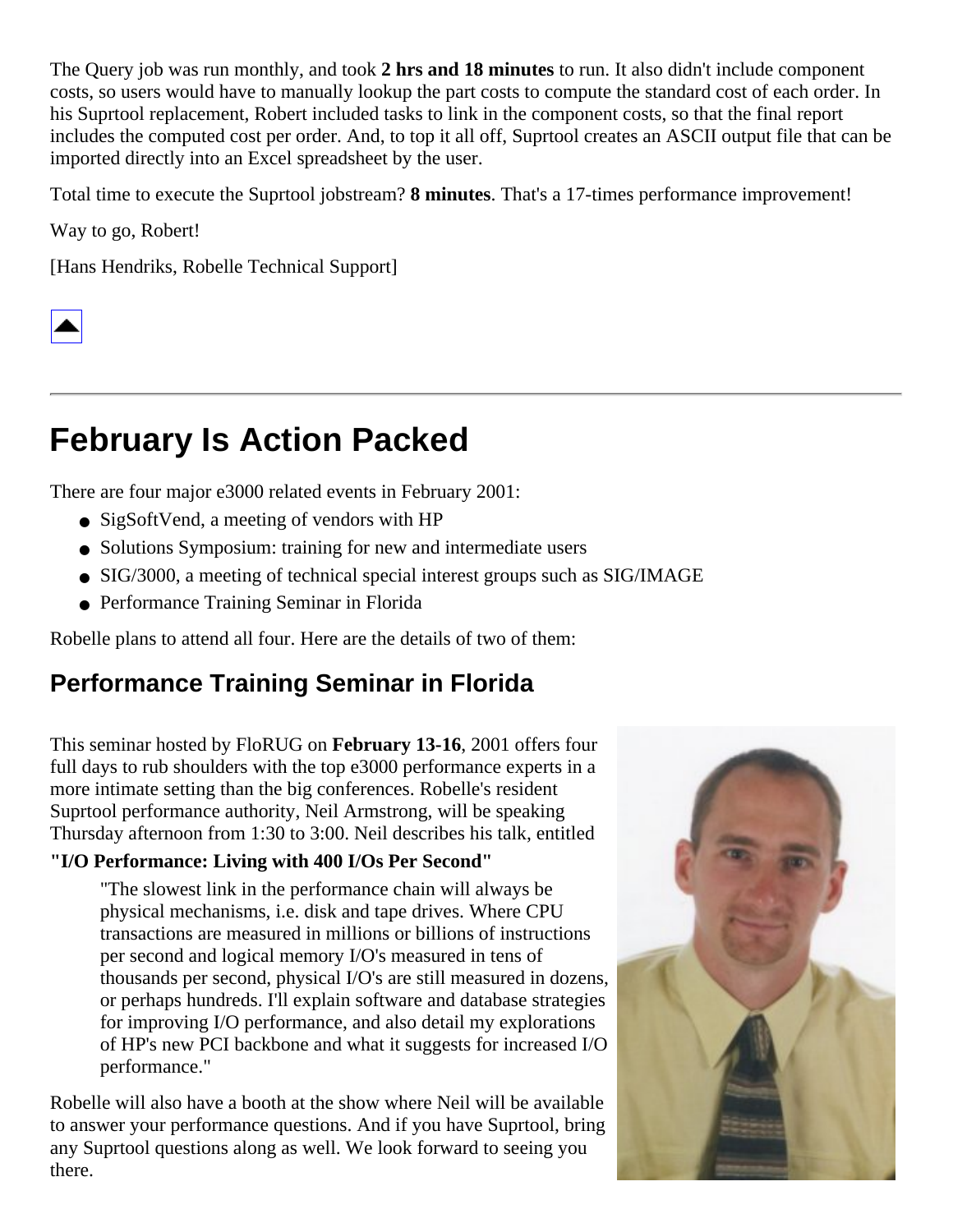The Query job was run monthly, and took **2 hrs and 18 minutes** to run. It also didn't include component costs, so users would have to manually lookup the part costs to compute the standard cost of each order. In his Suprtool replacement, Robert included tasks to link in the component costs, so that the final report includes the computed cost per order. And, to top it all off, Suprtool creates an ASCII output file that can be imported directly into an Excel spreadsheet by the user.

Total time to execute the Suprtool jobstream? **8 minutes**. That's a 17-times performance improvement!

Way to go, Robert!

[Hans Hendriks, Robelle Technical Support]

---

# February Is Action Packed

There are four major e3000 related events in February 2001:

- SigSoftVend, a meeting of vendors with HP
- Solutions Symposium: training for new and intermediate users
- SIG/3000, a meeting of technical special interest groups such as SIG/IMAGE
- Performance Training Seminar in Florida

Robelle plans to attend all four. Here are the details of two of them:

## Performance Training Seminar in Florida

This seminar hosted by FloRUG on **February 13-16**, 2001 offers four full days to rub shoulders with the top e3000 performance experts in a more intimate setting than the big conferences. Robelle's resident Suprtool performance authority, Neil Armstrong, will be speaking Thursday afternoon from 1:30 to 3:00. Neil describes his talk, entitled

**"I/O Performance: Living with 400 I/Os Per Second"**

> "The slowest link in the performance chain will always be physical mechanisms, i.e. disk and tape drives. Where CPU transactions are measured in millions or billions of instructions per second and logical memory I/O's measured in tens of thousands per second, physical I/O's are still measured in dozens, or perhaps hundreds. I'll explain software and database strategies for improving I/O performance, and also detail my explorations of HP's new PCI backbone and what it suggests for increased I/O performance."

Robelle will also have a booth at the show where Neil will be available to answer your performance questions. And if you have Suprtool, bring any Suprtool questions along as well. We look forward to seeing you there.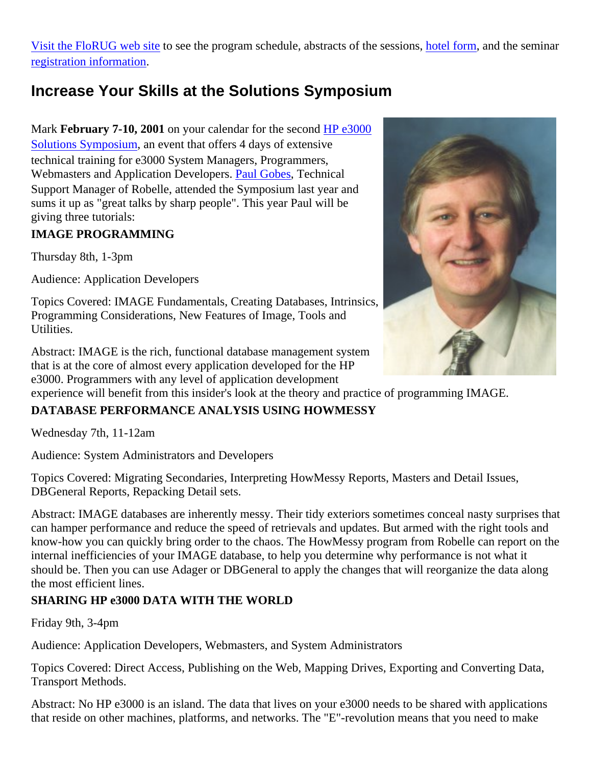Visit the FloRUG web site to see the program schedule, abstracts of the sessions, hotel form, and the seminar registration information.

## Increase Your Skills at the Solutions Symposium

Mark **February 7-10, 2001** on your calendar for the second HP e3000 Solutions Symposium, an event that offers 4 days of extensive technical training for e3000 System Managers, Programmers, Webmasters and Application Developers. Paul Gobes, Technical Support Manager of Robelle, attended the Symposium last year and sums it up as "great talks by sharp people". This year Paul will be giving three tutorials:

**IMAGE PROGRAMMING**

Thursday 8th, 1-3pm

Audience: Application Developers

Topics Covered: IMAGE Fundamentals, Creating Databases, Intrinsics, Programming Considerations, New Features of Image, Tools and Utilities.

Abstract: IMAGE is the rich, functional database management system that is at the core of almost every application developed for the HP e3000. Programmers with any level of application development experience will benefit from this insider's look at the theory and practice of programming IMAGE.

**DATABASE PERFORMANCE ANALYSIS USING HOWMESSY**

Wednesday 7th, 11-12am

Audience: System Administrators and Developers

Topics Covered: Migrating Secondaries, Interpreting HowMessy Reports, Masters and Detail Issues, DBGeneral Reports, Repacking Detail sets.

Abstract: IMAGE databases are inherently messy. Their tidy exteriors sometimes conceal nasty surprises that can hamper performance and reduce the speed of retrievals and updates. But armed with the right tools and know-how you can quickly bring order to the chaos. The HowMessy program from Robelle can report on the internal inefficiencies of your IMAGE database, to help you determine why performance is not what it should be. Then you can use Adager or DBGeneral to apply the changes that will reorganize the data along the most efficient lines.

**SHARING HP e3000 DATA WITH THE WORLD**

Friday 9th, 3-4pm

Audience: Application Developers, Webmasters, and System Administrators

Topics Covered: Direct Access, Publishing on the Web, Mapping Drives, Exporting and Converting Data, Transport Methods.

Abstract: No HP e3000 is an island. The data that lives on your e3000 needs to be shared with applications that reside on other machines, platforms, and networks. The "E"-revolution means that you need to make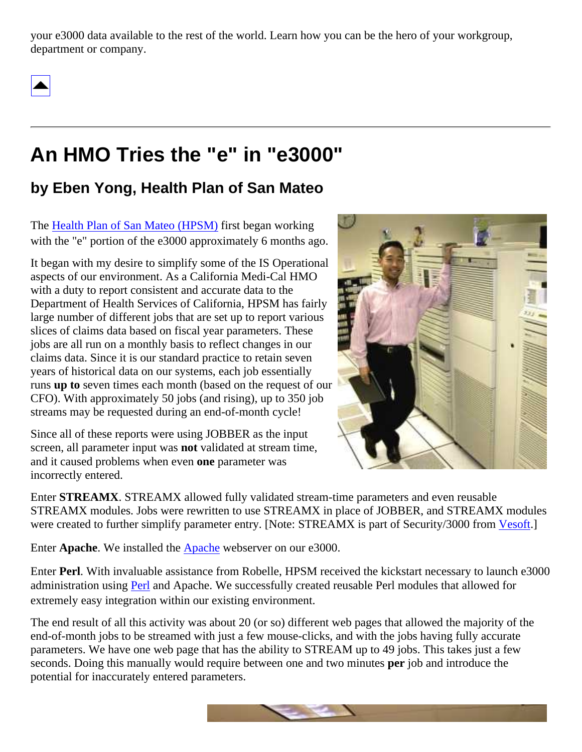your e3000 data available to the rest of the world. Learn how you can be the hero of your workgroup, department or company.

---

# An HMO Tries the "e" in "e3000"

## by Eben Yong, Health Plan of San Mateo

The Health Plan of San Mateo (HPSM) first began working with the "e" portion of the e3000 approximately 6 months ago.

It began with my desire to simplify some of the IS Operational aspects of our environment. As a California Medi-Cal HMO with a duty to report consistent and accurate data to the Department of Health Services of California, HPSM has fairly large number of different jobs that are set up to report various slices of claims data based on fiscal year parameters. These jobs are all run on a monthly basis to reflect changes in our claims data. Since it is our standard practice to retain seven years of historical data on our systems, each job essentially runs **up to** seven times each month (based on the request of our CFO). With approximately 50 jobs (and rising), up to 350 job streams may be requested during an end-of-month cycle!

Since all of these reports were using JOBBER as the input screen, all parameter input was **not** validated at stream time, and it caused problems when even **one** parameter was incorrectly entered.

Enter **STREAMX**. STREAMX allowed fully validated stream-time parameters and even reusable STREAMX modules. Jobs were rewritten to use STREAMX in place of JOBBER, and STREAMX modules were created to further simplify parameter entry. [Note: STREAMX is part of Security/3000 from Vesoft.]

Enter **Apache**. We installed the Apache webserver on our e3000.

Enter **Perl**. With invaluable assistance from Robelle, HPSM received the kickstart necessary to launch e3000 administration using Perl and Apache. We successfully created reusable Perl modules that allowed for extremely easy integration within our existing environment.

The end result of all this activity was about 20 (or so) different web pages that allowed the majority of the end-of-month jobs to be streamed with just a few mouse-clicks, and with the jobs having fully accurate parameters. We have one web page that has the ability to STREAM up to 49 jobs. This takes just a few seconds. Doing this manually would require between one and two minutes **per** job and introduce the potential for inaccurately entered parameters.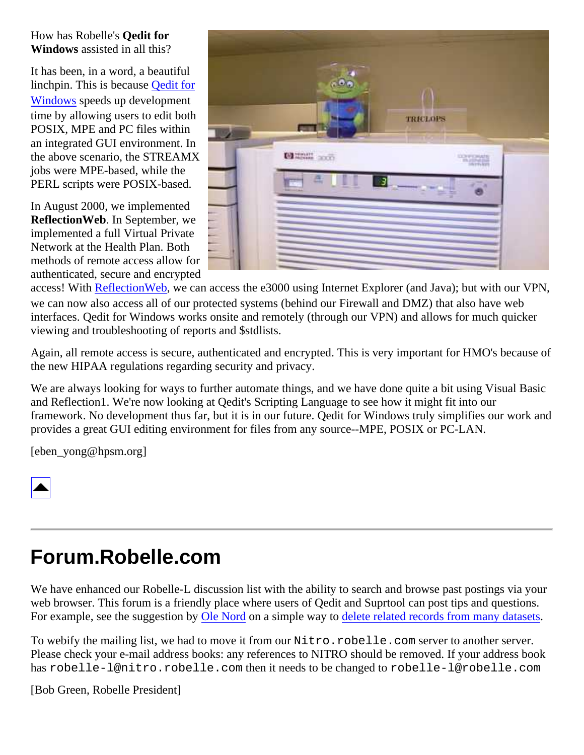How has Robelle's **Qedit for Windows** assisted in all this?

It has been, in a word, a beautiful linchpin. This is because Qedit for Windows speeds up development time by allowing users to edit both POSIX, MPE and PC files within an integrated GUI environment. In the above scenario, the STREAMX jobs were MPE-based, while the PERL scripts were POSIX-based.

In August 2000, we implemented **ReflectionWeb**. In September, we implemented a full Virtual Private Network at the Health Plan. Both methods of remote access allow for authenticated, secure and encrypted access! With ReflectionWeb, we can access the e3000 using Internet Explorer (and Java); but with our VPN, we can now also access all of our protected systems (behind our Firewall and DMZ) that also have web interfaces. Qedit for Windows works onsite and remotely (through our VPN) and allows for much quicker viewing and troubleshooting of reports and $stdlists.

Again, all remote access is secure, authenticated and encrypted. This is very important for HMO's because of the new HIPAA regulations regarding security and privacy.

We are always looking for ways to further automate things, and we have done quite a bit using Visual Basic and Reflection1. We're now looking at Qedit's Scripting Language to see how it might fit into our framework. No development thus far, but it is in our future. Qedit for Windows truly simplifies our work and provides a great GUI editing environment for files from any source--MPE, POSIX or PC-LAN.

[eben_yong@hpsm.org]

---

# Forum.Robelle.com

We have enhanced our Robelle-L discussion list with the ability to search and browse past postings via your web browser. This forum is a friendly place where users of Qedit and Suprtool can post tips and questions. For example, see the suggestion by Ole Nord on a simple way to delete related records from many datasets.

To webify the mailing list, we had to move it from our `Nitro.robelle.com` server to another server. Please check your e-mail address books: any references to NITRO should be removed. If your address book has `robelle-l@nitro.robelle.com` then it needs to be changed to `robelle-l@robelle.com`

[Bob Green, Robelle President]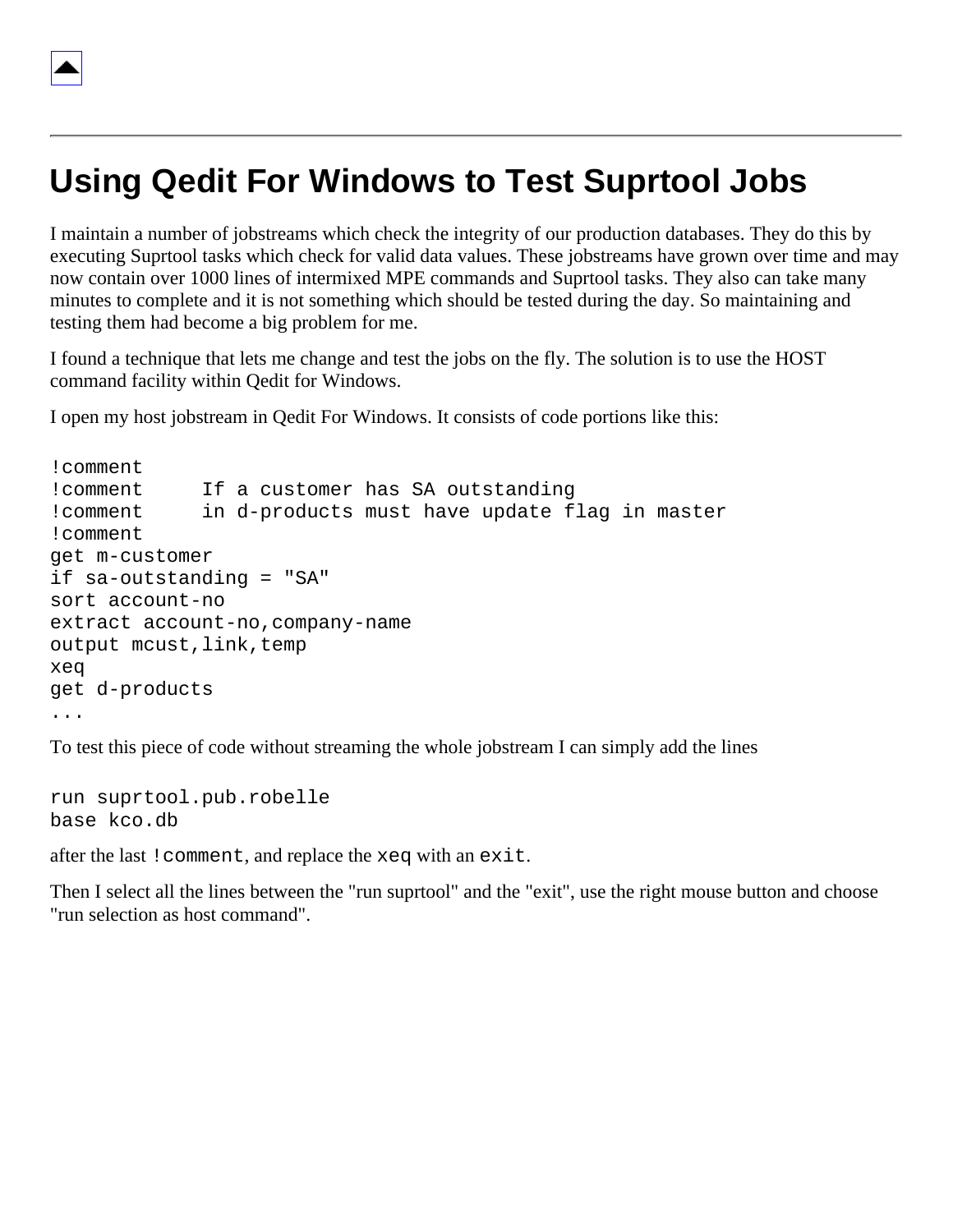# Using Qedit For Windows to Test Suprtool Jobs

I maintain a number of jobstreams which check the integrity of our production databases. They do this by executing Suprtool tasks which check for valid data values. These jobstreams have grown over time and may now contain over 1000 lines of intermixed MPE commands and Suprtool tasks. They also can take many minutes to complete and it is not something which should be tested during the day. So maintaining and testing them had become a big problem for me.

I found a technique that lets me change and test the jobs on the fly. The solution is to use the HOST command facility within Qedit for Windows.

I open my host jobstream in Qedit For Windows. It consists of code portions like this:

```
!comment
!comment     If a customer has SA outstanding
!comment     in d-products must have update flag in master
!comment
get m-customer
if sa-outstanding = "SA"
sort account-no
extract account-no,company-name
output mcust,link,temp
xeq
get d-products
...
```

To test this piece of code without streaming the whole jobstream I can simply add the lines

```
run suprtool.pub.robelle
base kco.db
```

after the last `!comment`, and replace the `xeq` with an `exit`.

Then I select all the lines between the "run suprtool" and the "exit", use the right mouse button and choose "run selection as host command".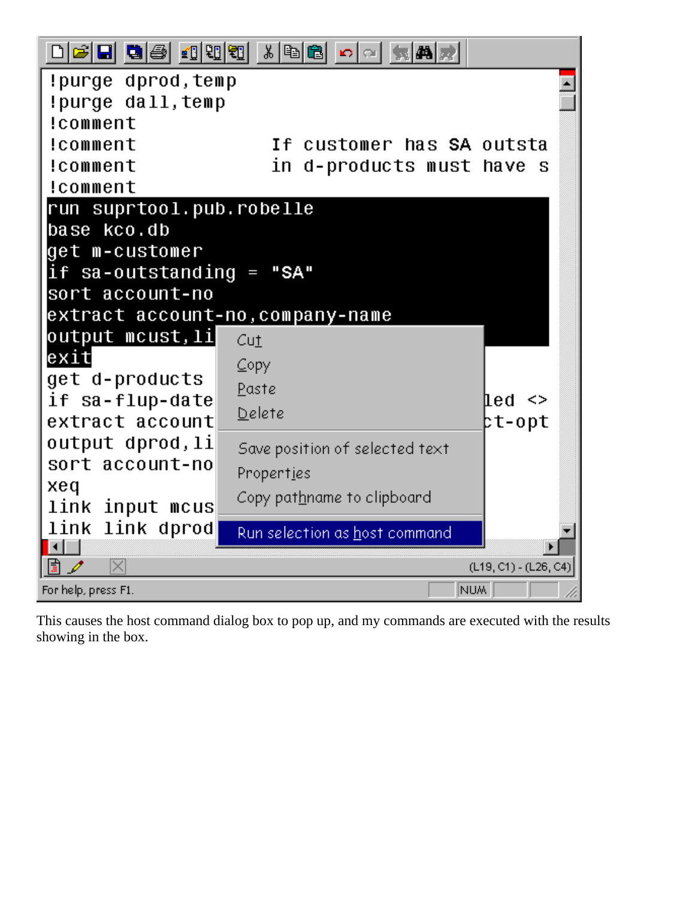```
!purge dprod,temp
!purge dall,temp
!comment
!comment                    If customer has SA outsta
!comment                    in d-products must have s
!comment
run suprtool.pub.robelle
base kco.db
get m-customer
if sa-outstanding = "SA"
sort account-no
extract account-no,company-name
output mcust,li
exit
get d-products
if sa-flup-date                                    led <>
extract account                                    ct-opt
output dprod,li
sort account-no
xeq
link input mcus
link link dprod
```

Cut
Copy
Paste
Delete
Save position of selected text
Properties
Copy pathname to clipboard
Run selection as host command

(L19, C1) - (L26, C4)

For help, press F1. NUM

This causes the host command dialog box to pop up, and my commands are executed with the results showing in the box.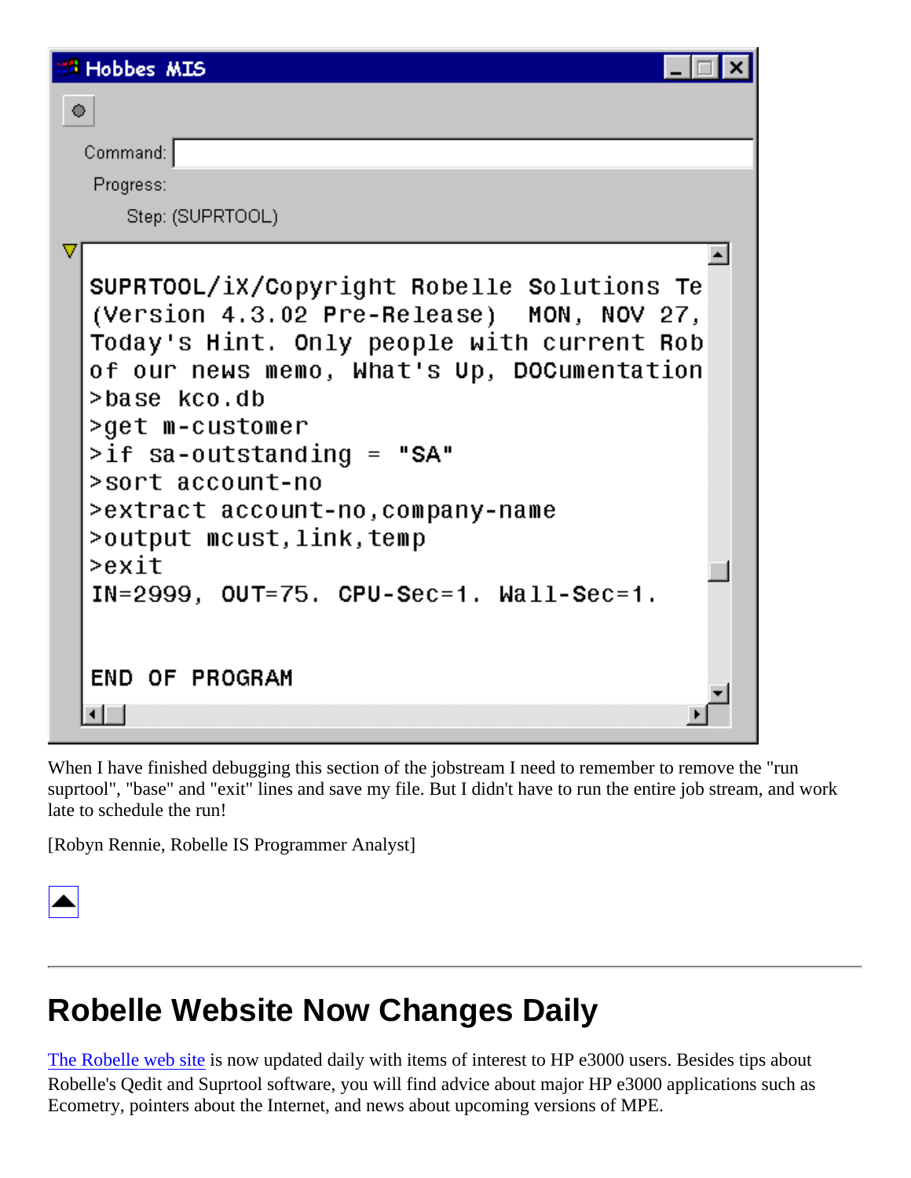Hobbes MIS

Command:

Progress:

Step: (SUPRTOOL)

```
SUPRTOOL/iX/Copyright Robelle Solutions Te
(Version 4.3.02 Pre-Release)  MON, NOV 27,
Today's Hint. Only people with current Rob
of our news memo, What's Up, DOCumentation
>base kco.db
>get m-customer
>if sa-outstanding = "SA"
>sort account-no
>extract account-no,company-name
>output mcust,link,temp
>exit
IN=2999, OUT=75. CPU-Sec=1. Wall-Sec=1.


END OF PROGRAM
```

When I have finished debugging this section of the jobstream I need to remember to remove the "run suprtool", "base" and "exit" lines and save my file. But I didn't have to run the entire job stream, and work late to schedule the run!

[Robyn Rennie, Robelle IS Programmer Analyst]

---

# Robelle Website Now Changes Daily

The Robelle web site is now updated daily with items of interest to HP e3000 users. Besides tips about Robelle's Qedit and Suprtool software, you will find advice about major HP e3000 applications such as Ecometry, pointers about the Internet, and news about upcoming versions of MPE.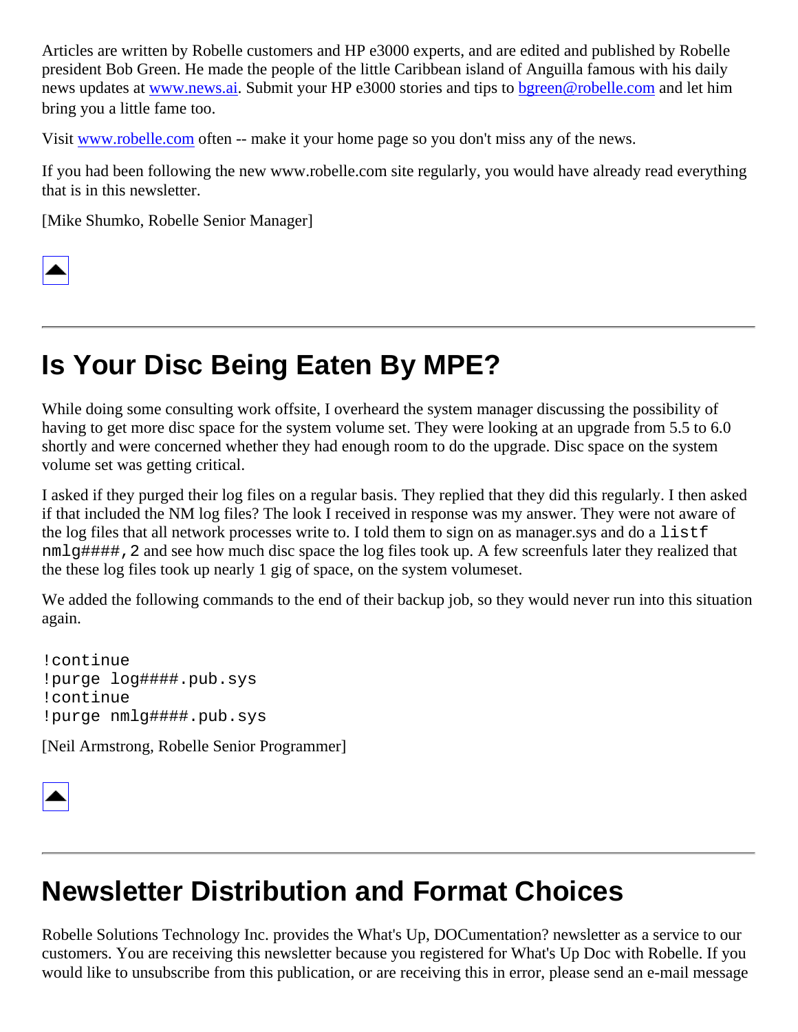Articles are written by Robelle customers and HP e3000 experts, and are edited and published by Robelle president Bob Green. He made the people of the little Caribbean island of Anguilla famous with his daily news updates at www.news.ai. Submit your HP e3000 stories and tips to bgreen@robelle.com and let him bring you a little fame too.

Visit www.robelle.com often -- make it your home page so you don't miss any of the news.

If you had been following the new www.robelle.com site regularly, you would have already read everything that is in this newsletter.

[Mike Shumko, Robelle Senior Manager]

---

# Is Your Disc Being Eaten By MPE?

While doing some consulting work offsite, I overheard the system manager discussing the possibility of having to get more disc space for the system volume set. They were looking at an upgrade from 5.5 to 6.0 shortly and were concerned whether they had enough room to do the upgrade. Disc space on the system volume set was getting critical.

I asked if they purged their log files on a regular basis. They replied that they did this regularly. I then asked if that included the NM log files? The look I received in response was my answer. They were not aware of the log files that all network processes write to. I told them to sign on as manager.sys and do a `listf nmlg####,2` and see how much disc space the log files took up. A few screenfuls later they realized that the these log files took up nearly 1 gig of space, on the system volumeset.

We added the following commands to the end of their backup job, so they would never run into this situation again.

```
!continue
!purge log####.pub.sys
!continue
!purge nmlg####.pub.sys
```

[Neil Armstrong, Robelle Senior Programmer]

---

# Newsletter Distribution and Format Choices

Robelle Solutions Technology Inc. provides the What's Up, DOCumentation? newsletter as a service to our customers. You are receiving this newsletter because you registered for What's Up Doc with Robelle. If you would like to unsubscribe from this publication, or are receiving this in error, please send an e-mail message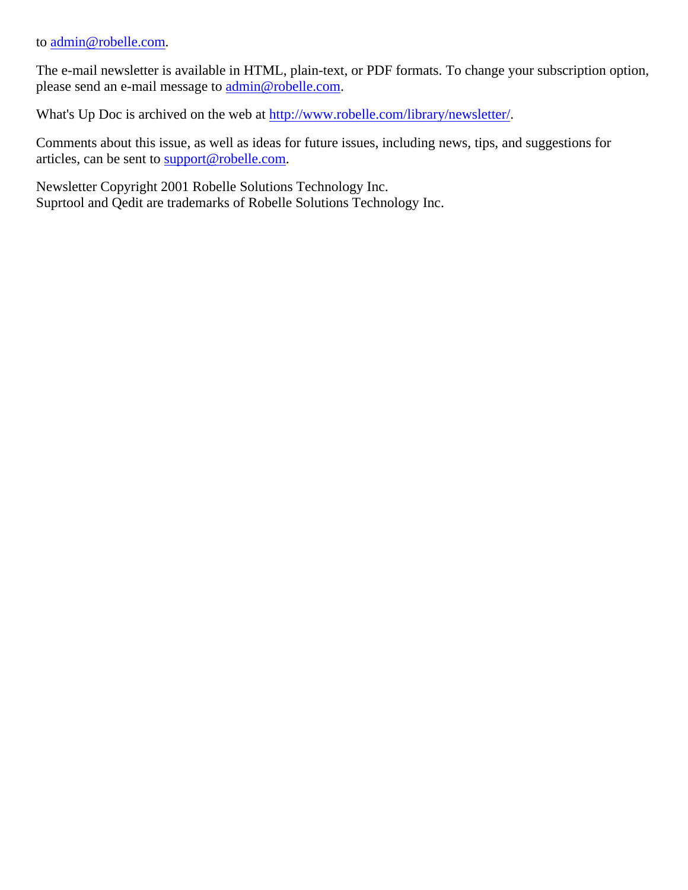to admin@robelle.com.

The e-mail newsletter is available in HTML, plain-text, or PDF formats. To change your subscription option, please send an e-mail message to admin@robelle.com.

What's Up Doc is archived on the web at http://www.robelle.com/library/newsletter/.

Comments about this issue, as well as ideas for future issues, including news, tips, and suggestions for articles, can be sent to support@robelle.com.

Newsletter Copyright 2001 Robelle Solutions Technology Inc.
Suprtool and Qedit are trademarks of Robelle Solutions Technology Inc.